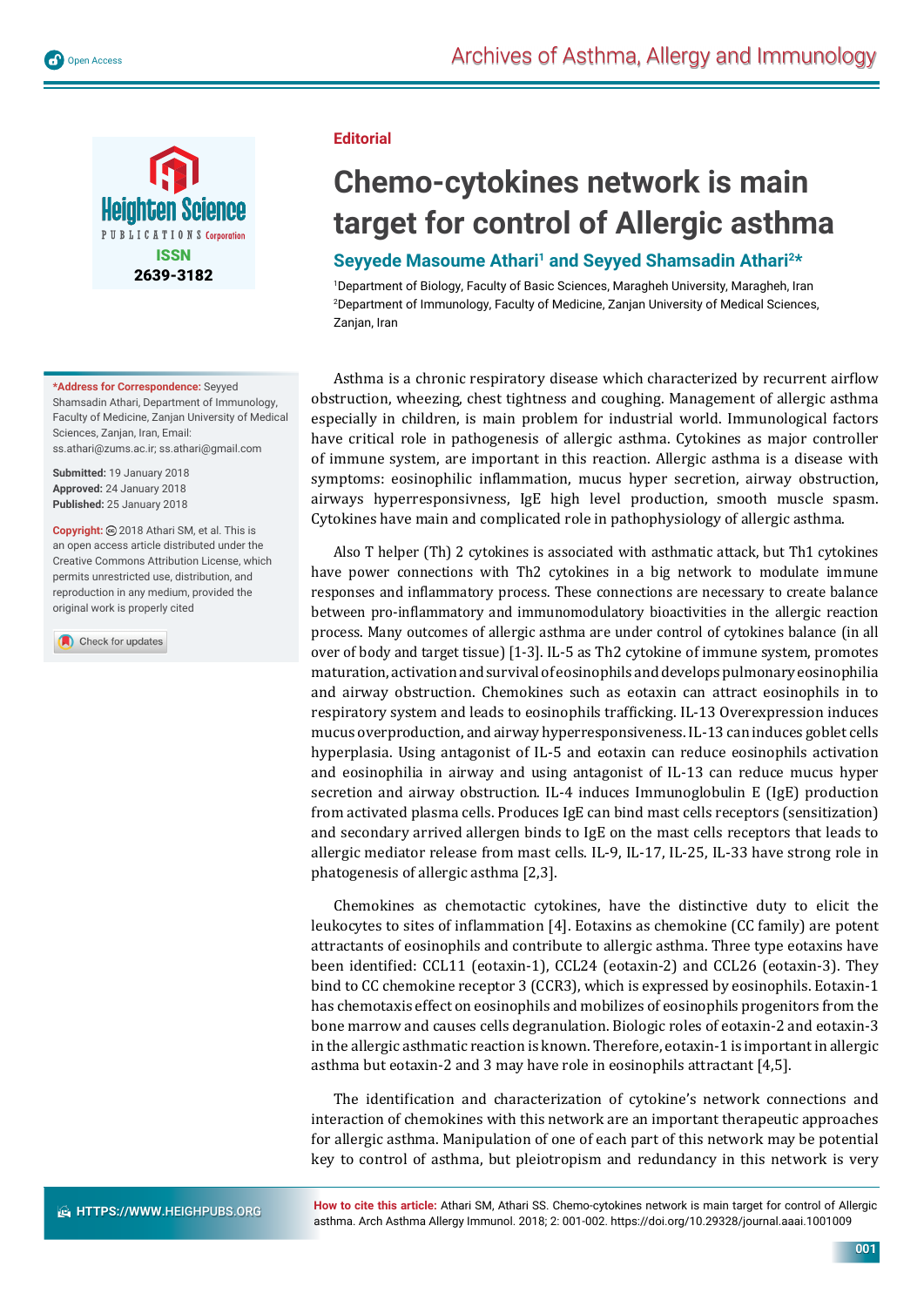**Editorial**

# Chemo-cytokines network is main target for control of Allergic asthma

**Seyyede Masoume Athari[1] and Seyyed Shamsadin Athari[2]***

[1]Department of Biology, Faculty of Basic Sciences, Maragheh University, Maragheh, Iran
[2]Department of Immunology, Faculty of Medicine, Zanjan University of Medical Sciences, Zanjan, Iran

**\*Address for Correspondence:** Seyyed Shamsadin Athari, Department of Immunology, Faculty of Medicine, Zanjan University of Medical Sciences, Zanjan, Iran, Email: ss.athari@zums.ac.ir; ss.athari@gmail.com

**Submitted:** 19 January 2018
**Approved:** 24 January 2018
**Published:** 25 January 2018

**Copyright:** © 2018 Athari SM, et al. This is an open access article distributed under the Creative Commons Attribution License, which permits unrestricted use, distribution, and reproduction in any medium, provided the original work is properly cited

Asthma is a chronic respiratory disease which characterized by recurrent airflow obstruction, wheezing, chest tightness and coughing. Management of allergic asthma especially in children, is main problem for industrial world. Immunological factors have critical role in pathogenesis of allergic asthma. Cytokines as major controller of immune system, are important in this reaction. Allergic asthma is a disease with symptoms: eosinophilic inflammation, mucus hyper secretion, airway obstruction, airways hyperresponsivness, IgE high level production, smooth muscle spasm. Cytokines have main and complicated role in pathophysiology of allergic asthma.

Also T helper (Th) 2 cytokines is associated with asthmatic attack, but Th1 cytokines have power connections with Th2 cytokines in a big network to modulate immune responses and inflammatory process. These connections are necessary to create balance between pro-inflammatory and immunomodulatory bioactivities in the allergic reaction process. Many outcomes of allergic asthma are under control of cytokines balance (in all over of body and target tissue) [1-3]. IL-5 as Th2 cytokine of immune system, promotes maturation, activation and survival of eosinophils and develops pulmonary eosinophilia and airway obstruction. Chemokines such as eotaxin can attract eosinophils in to respiratory system and leads to eosinophils trafficking. IL-13 Overexpression induces mucus overproduction, and airway hyperresponsiveness. IL-13 can induces goblet cells hyperplasia. Using antagonist of IL-5 and eotaxin can reduce eosinophils activation and eosinophilia in airway and using antagonist of IL-13 can reduce mucus hyper secretion and airway obstruction. IL-4 induces Immunoglobulin E (IgE) production from activated plasma cells. Produces IgE can bind mast cells receptors (sensitization) and secondary arrived allergen binds to IgE on the mast cells receptors that leads to allergic mediator release from mast cells. IL-9, IL-17, IL-25, IL-33 have strong role in phatogenesis of allergic asthma [2,3].

Chemokines as chemotactic cytokines, have the distinctive duty to elicit the leukocytes to sites of inflammation [4]. Eotaxins as chemokine (CC family) are potent attractants of eosinophils and contribute to allergic asthma. Three type eotaxins have been identified: CCL11 (eotaxin-1), CCL24 (eotaxin-2) and CCL26 (eotaxin-3). They bind to CC chemokine receptor 3 (CCR3), which is expressed by eosinophils. Eotaxin-1 has chemotaxis effect on eosinophils and mobilizes of eosinophils progenitors from the bone marrow and causes cells degranulation. Biologic roles of eotaxin-2 and eotaxin-3 in the allergic asthmatic reaction is known. Therefore, eotaxin-1 is important in allergic asthma but eotaxin-2 and 3 may have role in eosinophils attractant [4,5].

The identification and characterization of cytokine's network connections and interaction of chemokines with this network are an important therapeutic approaches for allergic asthma. Manipulation of one of each part of this network may be potential key to control of asthma, but pleiotropism and redundancy in this network is very

**How to cite this article:** Athari SM, Athari SS. Chemo-cytokines network is main target for control of Allergic asthma. Arch Asthma Allergy Immunol. 2018; 2: 001-002. https://doi.org/10.29328/journal.aaai.1001009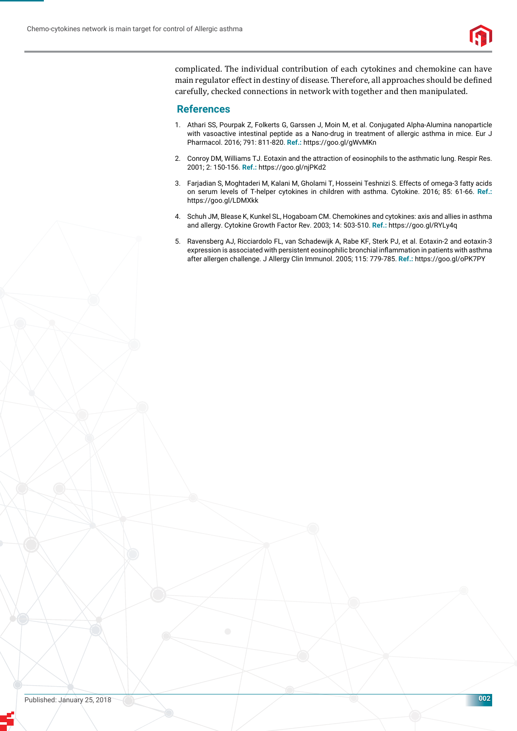complicated. The individual contribution of each cytokines and chemokine can have main regulator effect in destiny of disease. Therefore, all approaches should be defined carefully, checked connections in network with together and then manipulated.

## References

1. Athari SS, Pourpak Z, Folkerts G, Garssen J, Moin M, et al. Conjugated Alpha-Alumina nanoparticle with vasoactive intestinal peptide as a Nano-drug in treatment of allergic asthma in mice. Eur J Pharmacol. 2016; 791: 811-820. **Ref.:** https://goo.gl/gWvMKn

2. Conroy DM, Williams TJ. Eotaxin and the attraction of eosinophils to the asthmatic lung. Respir Res. 2001; 2: 150-156. **Ref.:** https://goo.gl/njPKd2

3. Farjadian S, Moghtaderi M, Kalani M, Gholami T, Hosseini Teshnizi S. Effects of omega-3 fatty acids on serum levels of T-helper cytokines in children with asthma. Cytokine. 2016; 85: 61-66. **Ref.:** https://goo.gl/LDMXkk

4. Schuh JM, Blease K, Kunkel SL, Hogaboam CM. Chemokines and cytokines: axis and allies in asthma and allergy. Cytokine Growth Factor Rev. 2003; 14: 503-510. **Ref.:** https://goo.gl/RYLy4q

5. Ravensberg AJ, Ricciardolo FL, van Schadewijk A, Rabe KF, Sterk PJ, et al. Eotaxin-2 and eotaxin-3 expression is associated with persistent eosinophilic bronchial inflammation in patients with asthma after allergen challenge. J Allergy Clin Immunol. 2005; 115: 779-785. **Ref.:** https://goo.gl/oPK7PY